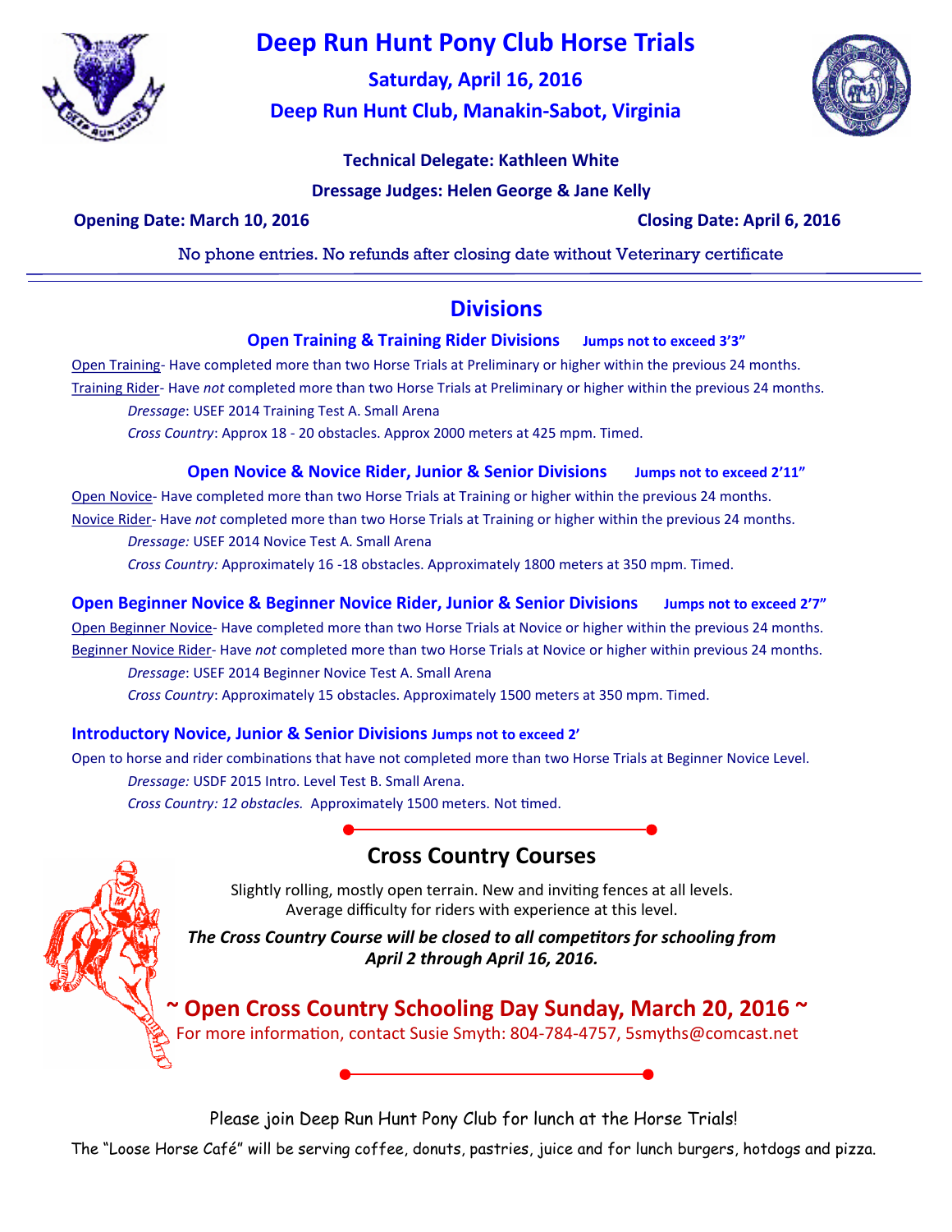# Deep Run Hunt Pony Club Horse Trials

**Saturday, April 16, 2016**

**Deep Run Hunt Club, Manakin-Sabot, Virginia**

**Technical Delegate: Kathleen White**

**Dressage Judges: Helen George & Jane Kelly**

**Opening Date: March 10, 2016** **Closing Date: April 6, 2016**

No phone entries. No refunds after closing date without Veterinary certificate

---

## Divisions

### Open Training & Training Rider Divisions — Jumps not to exceed 3'3"

Open Training- Have completed more than two Horse Trials at Preliminary or higher within the previous 24 months.

Training Rider- Have *not* completed more than two Horse Trials at Preliminary or higher within the previous 24 months.

*Dressage*: USEF 2014 Training Test A. Small Arena

*Cross Country*: Approx 18 - 20 obstacles. Approx 2000 meters at 425 mpm. Timed.

### Open Novice & Novice Rider, Junior & Senior Divisions — Jumps not to exceed 2'11"

Open Novice- Have completed more than two Horse Trials at Training or higher within the previous 24 months.

Novice Rider- Have *not* completed more than two Horse Trials at Training or higher within the previous 24 months.

*Dressage:* USEF 2014 Novice Test A. Small Arena

*Cross Country:* Approximately 16 -18 obstacles. Approximately 1800 meters at 350 mpm. Timed.

### Open Beginner Novice & Beginner Novice Rider, Junior & Senior Divisions — Jumps not to exceed 2'7"

Open Beginner Novice- Have completed more than two Horse Trials at Novice or higher within the previous 24 months.

Beginner Novice Rider- Have *not* completed more than two Horse Trials at Novice or higher within previous 24 months.

*Dressage*: USEF 2014 Beginner Novice Test A. Small Arena

*Cross Country*: Approximately 15 obstacles. Approximately 1500 meters at 350 mpm. Timed.

### Introductory Novice, Junior & Senior Divisions — Jumps not to exceed 2'

Open to horse and rider combinations that have not completed more than two Horse Trials at Beginner Novice Level.

*Dressage:* USDF 2015 Intro. Level Test B. Small Arena.

*Cross Country: 12 obstacles.* Approximately 1500 meters. Not timed.

## Cross Country Courses

Slightly rolling, mostly open terrain. New and inviting fences at all levels.
Average difficulty for riders with experience at this level.

***The Cross Country Course will be closed to all competitors for schooling from April 2 through April 16, 2016.***

## ~ Open Cross Country Schooling Day Sunday, March 20, 2016 ~

For more information, contact Susie Smyth: 804-784-4757, 5smyths@comcast.net

Please join Deep Run Hunt Pony Club for lunch at the Horse Trials!

The "Loose Horse Café" will be serving coffee, donuts, pastries, juice and for lunch burgers, hotdogs and pizza.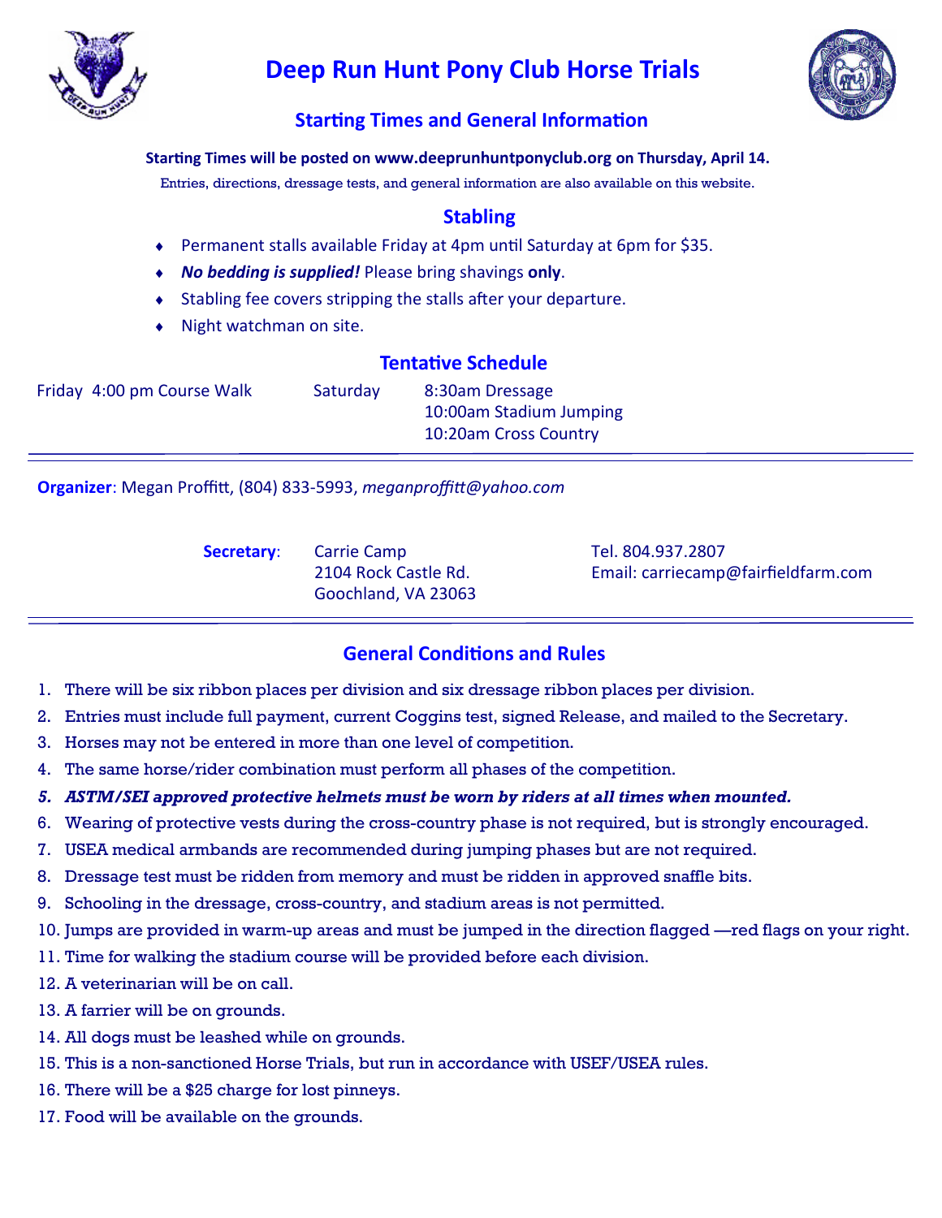# Deep Run Hunt Pony Club Horse Trials

## Starting Times and General Information

**Starting Times will be posted on www.deeprunhuntponyclub.org on Thursday, April 14.**

Entries, directions, dressage tests, and general information are also available on this website.

## Stabling

- Permanent stalls available Friday at 4pm until Saturday at 6pm for $35.
- ***No bedding is supplied!*** Please bring shavings **only**.
- Stabling fee covers stripping the stalls after your departure.
- Night watchman on site.

## Tentative Schedule

Friday 4:00 pm Course Walk

Saturday
- 8:30am Dressage
- 10:00am Stadium Jumping
- 10:20am Cross Country

---

**Organizer**: Megan Proffitt, (804) 833-5993, *meganproffitt@yahoo.com*

**Secretary**: Carrie Camp
2104 Rock Castle Rd.
Goochland, VA 23063

Tel. 804.937.2807
Email: carriecamp@fairfieldfarm.com

---

## General Conditions and Rules

1. There will be six ribbon places per division and six dressage ribbon places per division.
2. Entries must include full payment, current Coggins test, signed Release, and mailed to the Secretary.
3. Horses may not be entered in more than one level of competition.
4. The same horse/rider combination must perform all phases of the competition.
5. ***ASTM/SEI approved protective helmets must be worn by riders at all times when mounted.***
6. Wearing of protective vests during the cross-country phase is not required, but is strongly encouraged.
7. USEA medical armbands are recommended during jumping phases but are not required.
8. Dressage test must be ridden from memory and must be ridden in approved snaffle bits.
9. Schooling in the dressage, cross-country, and stadium areas is not permitted.
10. Jumps are provided in warm-up areas and must be jumped in the direction flagged —red flags on your right.
11. Time for walking the stadium course will be provided before each division.
12. A veterinarian will be on call.
13. A farrier will be on grounds.
14. All dogs must be leashed while on grounds.
15. This is a non-sanctioned Horse Trials, but run in accordance with USEF/USEA rules.
16. There will be a $25 charge for lost pinneys.
17. Food will be available on the grounds.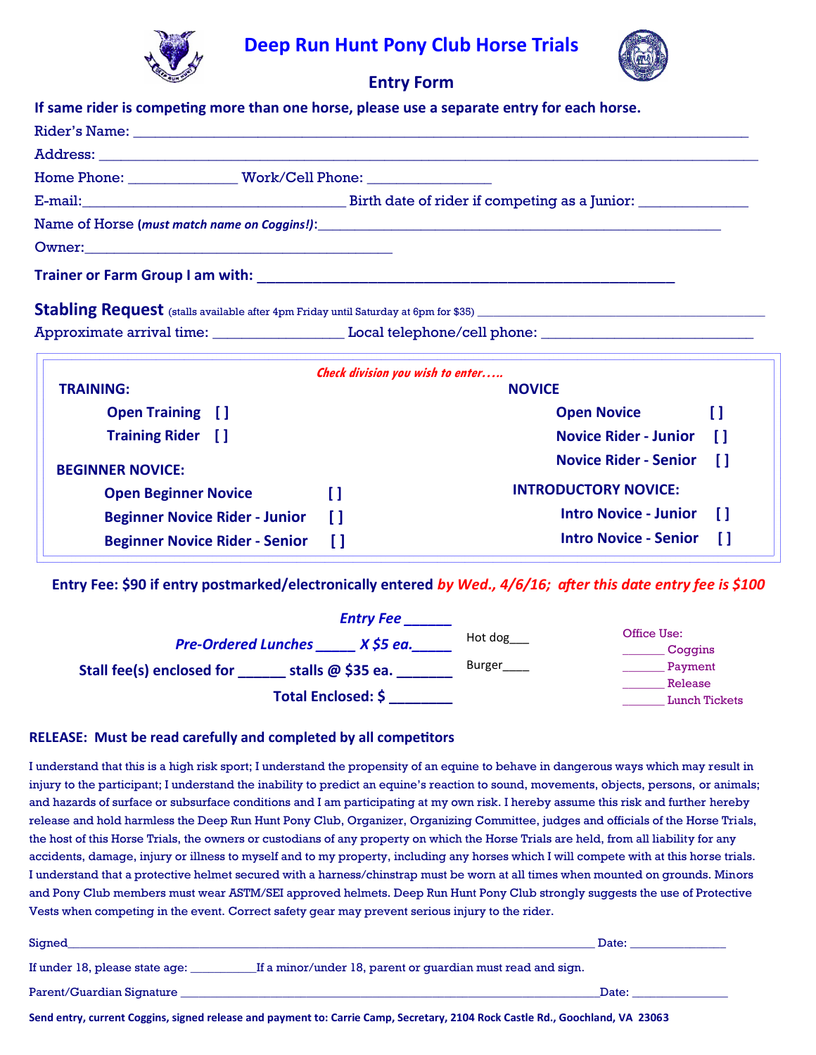# Deep Run Hunt Pony Club Horse Trials

## Entry Form

**If same rider is competing more than one horse, please use a separate entry for each horse.**

Rider's Name: ___________________________________________________________________________

Address: ________________________________________________________________________________

Home Phone: ______________ Work/Cell Phone: ________________

E-mail:___________________________________ Birth date of rider if competing as a Junior: ______________

Name of Horse (***must match name on Coggins!***):_____________________________________________________

Owner:_________________________________________

**Trainer or Farm Group I am with: ______________________________________________________**

**Stabling Request** (stalls available after 4pm Friday until Saturday at 6pm for $35) ___________________________________________

Approximate arrival time: _________________ Local telephone/cell phone: ____________________________

*Check division you wish to enter…..*

**TRAINING:**

- **Open Training [ ]**
- **Training Rider [ ]**

**BEGINNER NOVICE:**

- **Open Beginner Novice [ ]**
- **Beginner Novice Rider - Junior [ ]**
- **Beginner Novice Rider - Senior [ ]**

**NOVICE**

- **Open Novice [ ]**
- **Novice Rider - Junior [ ]**
- **Novice Rider - Senior [ ]**

**INTRODUCTORY NOVICE:**

- **Intro Novice - Junior [ ]**
- **Intro Novice - Senior [ ]**

**Entry Fee: $90 if entry postmarked/electronically entered *by Wed., 4/6/16; after this date entry fee is $100***

***Entry Fee ______***

***Pre-Ordered Lunches _____ X $5 ea._____*** Hot dog___ Burger____

**Stall fee(s) enclosed for ______ stalls @ $35 ea. _______**

**Total Enclosed: $ ________**

Office Use:
_______ Coggins
_______ Payment
_______ Release
_______ Lunch Tickets

**RELEASE: Must be read carefully and completed by all competitors**

I understand that this is a high risk sport; I understand the propensity of an equine to behave in dangerous ways which may result in injury to the participant; I understand the inability to predict an equine's reaction to sound, movements, objects, persons, or animals; and hazards of surface or subsurface conditions and I am participating at my own risk. I hereby assume this risk and further hereby release and hold harmless the Deep Run Hunt Pony Club, Organizer, Organizing Committee, judges and officials of the Horse Trials, the host of this Horse Trials, the owners or custodians of any property on which the Horse Trials are held, from all liability for any accidents, damage, injury or illness to myself and to my property, including any horses which I will compete with at this horse trials. I understand that a protective helmet secured with a harness/chinstrap must be worn at all times when mounted on grounds. Minors and Pony Club members must wear ASTM/SEI approved helmets. Deep Run Hunt Pony Club strongly suggests the use of Protective Vests when competing in the event. Correct safety gear may prevent serious injury to the rider.

Signed_____________________________________________________________________________ Date: _______________

If under 18, please state age: ___________If a minor/under 18, parent or guardian must read and sign.

Parent/Guardian Signature __________________________________________________________________Date: _______________

**Send entry, current Coggins, signed release and payment to: Carrie Camp, Secretary, 2104 Rock Castle Rd., Goochland, VA 23063**